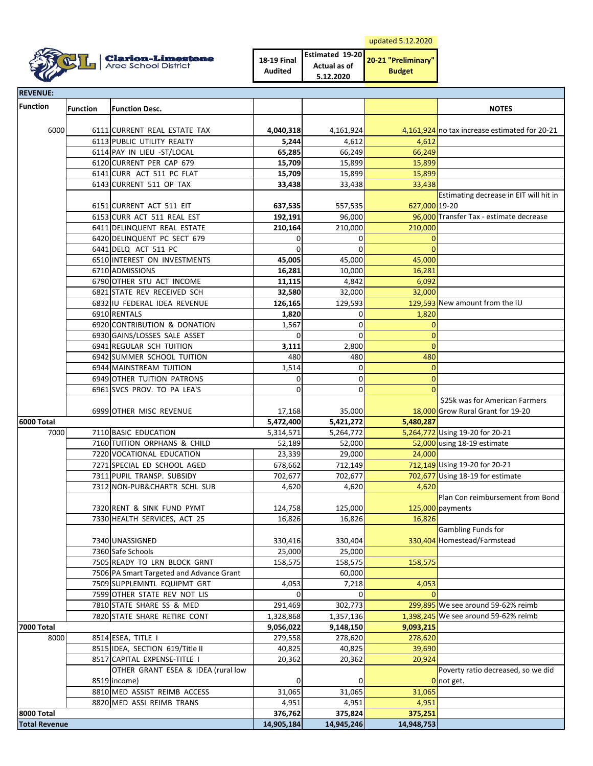updated 5.12.2020

**Clarion-Limestone Area School District**

| Function | Function | Function Desc. | 18-19 Final Audited | Estimated 19-20 Actual as of 5.12.2020 | 20-21 "Preliminary" Budget | NOTES |
|---|---|---|---|---|---|---|
| **REVENUE:** | | | | | | |
| 6000 | 6111 | CURRENT REAL ESTATE TAX | **4,040,318** | 4,161,924 | 4,161,924 | no tax increase estimated for 20-21 |
| | 6113 | PUBLIC UTILITY REALTY | **5,244** | 4,612 | 4,612 | |
| | 6114 | PAY IN LIEU -ST/LOCAL | **65,285** | 66,249 | 66,249 | |
| | 6120 | CURRENT PER CAP 679 | **15,709** | 15,899 | 15,899 | |
| | 6141 | CURR ACT 511 PC FLAT | **15,709** | 15,899 | 15,899 | |
| | 6143 | CURRENT 511 OP TAX | **33,438** | 33,438 | 33,438 | |
| | 6151 | CURRENT ACT 511 EIT | **637,535** | 557,535 | 627,000 | Estimating decrease in EIT will hit in 19-20 |
| | 6153 | CURR ACT 511 REAL EST | **192,191** | 96,000 | 96,000 | Transfer Tax - estimate decrease |
| | 6411 | DELINQUENT REAL ESTATE | **210,164** | 210,000 | 210,000 | |
| | 6420 | DELINQUENT PC SECT 679 | 0 | 0 | 0 | |
| | 6441 | DELQ ACT 511 PC | 0 | 0 | 0 | |
| | 6510 | INTEREST ON INVESTMENTS | **45,005** | 45,000 | 45,000 | |
| | 6710 | ADMISSIONS | **16,281** | 10,000 | 16,281 | |
| | 6790 | OTHER STU ACT INCOME | **11,115** | 4,842 | 6,092 | |
| | 6821 | STATE REV RECEIVED SCH | **32,580** | 32,000 | 32,000 | |
| | 6832 | IU FEDERAL IDEA REVENUE | **126,165** | 129,593 | 129,593 | New amount from the IU |
| | 6910 | RENTALS | **1,820** | 0 | 1,820 | |
| | 6920 | CONTRIBUTION & DONATION | 1,567 | 0 | 0 | |
| | 6930 | GAINS/LOSSES SALE ASSET | 0 | 0 | 0 | |
| | 6941 | REGULAR SCH TUITION | **3,111** | 2,800 | 0 | |
| | 6942 | SUMMER SCHOOL TUITION | 480 | 480 | 480 | |
| | 6944 | MAINSTREAM TUITION | 1,514 | 0 | 0 | |
| | 6949 | OTHER TUITION PATRONS | 0 | 0 | 0 | |
| | 6961 | SVCS PROV. TO PA LEA'S | 0 | 0 | 0 | |
| | 6999 | OTHER MISC REVENUE | 17,168 | 35,000 | 18,000 | $25k was for American Farmers Grow Rural Grant for 19-20 |
| **6000 Total** | | | **5,472,400** | **5,421,272** | **5,480,287** | |
| 7000 | 7110 | BASIC EDUCATION | 5,314,571 | 5,264,772 | 5,264,772 | Using 19-20 for 20-21 |
| | 7160 | TUITION ORPHANS & CHILD | 52,189 | 52,000 | 52,000 | using 18-19 estimate |
| | 7220 | VOCATIONAL EDUCATION | 23,339 | 29,000 | 24,000 | |
| | 7271 | SPECIAL ED SCHOOL AGED | 678,662 | 712,149 | 712,149 | Using 19-20 for 20-21 |
| | 7311 | PUPIL TRANSP. SUBSIDY | 702,677 | 702,677 | 702,677 | Using 18-19 for estimate |
| | 7312 | NON-PUB&CHARTR SCHL SUB | 4,620 | 4,620 | 4,620 | |
| | 7320 | RENT & SINK FUND PYMT | 124,758 | 125,000 | 125,000 | Plan Con reimbursement from Bond payments |
| | 7330 | HEALTH SERVICES, ACT 25 | 16,826 | 16,826 | 16,826 | |
| | 7340 | UNASSIGNED | 330,416 | 330,404 | 330,404 | Gambling Funds for Homestead/Farmstead |
| | 7360 | Safe Schools | 25,000 | 25,000 | | |
| | 7505 | READY TO LRN BLOCK GRNT | 158,575 | 158,575 | 158,575 | |
| | 7506 | PA Smart Targeted and Advance Grant | | 60,000 | | |
| | 7509 | SUPPLEMNTL EQUIPMT GRT | 4,053 | 7,218 | 4,053 | |
| | 7599 | OTHER STATE REV NOT LIS | 0 | 0 | 0 | |
| | 7810 | STATE SHARE SS & MED | 291,469 | 302,773 | 299,895 | We see around 59-62% reimb |
| | 7820 | STATE SHARE RETIRE CONT | 1,328,868 | 1,357,136 | 1,398,245 | We see around 59-62% reimb |
| **7000 Total** | | | **9,056,022** | **9,148,150** | **9,093,215** | |
| 8000 | 8514 | ESEA, TITLE I | 279,558 | 278,620 | 278,620 | |
| | 8515 | IDEA, SECTION 619/Title II | 40,825 | 40,825 | 39,690 | |
| | 8517 | CAPITAL EXPENSE-TITLE I | 20,362 | 20,362 | 20,924 | |
| | 8519 | OTHER GRANT ESEA & IDEA (rural low income) | 0 | 0 | 0 | Poverty ratio decreased, so we did not get. |
| | 8810 | MED ASSIST REIMB ACCESS | 31,065 | 31,065 | 31,065 | |
| | 8820 | MED ASSI REIMB TRANS | 4,951 | 4,951 | 4,951 | |
| **8000 Total** | | | **376,762** | **375,824** | **375,251** | |
| **Total Revenue** | | | **14,905,184** | **14,945,246** | **14,948,753** | |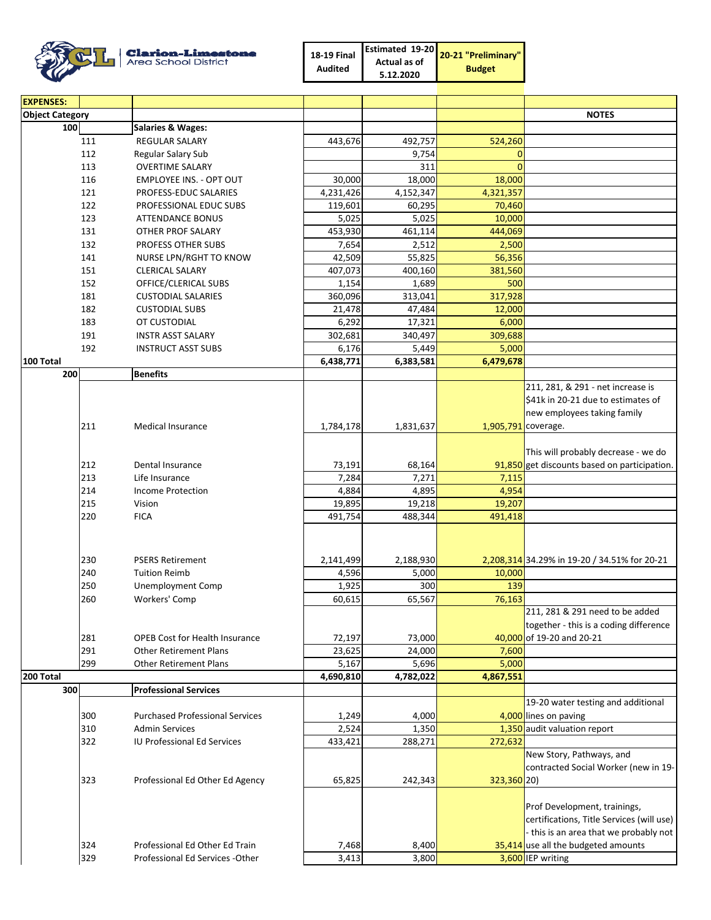**Clarion-Limestone** Area School District

| EXPENSES: | | | 18-19 Final Audited | Estimated 19-20 Actual as of 5.12.2020 | 20-21 "Preliminary" Budget | |
|---|---|---|---|---|---|---|
| Object Category | | | | | | NOTES |
| 100 | | Salaries & Wages: | | | | |
| | 111 | REGULAR SALARY | 443,676 | 492,757 | 524,260 | |
| | 112 | Regular Salary Sub | | 9,754 | 0 | |
| | 113 | OVERTIME SALARY | | 311 | 0 | |
| | 116 | EMPLOYEE INS. - OPT OUT | 30,000 | 18,000 | 18,000 | |
| | 121 | PROFESS-EDUC SALARIES | 4,231,426 | 4,152,347 | 4,321,357 | |
| | 122 | PROFESSIONAL EDUC SUBS | 119,601 | 60,295 | 70,460 | |
| | 123 | ATTENDANCE BONUS | 5,025 | 5,025 | 10,000 | |
| | 131 | OTHER PROF SALARY | 453,930 | 461,114 | 444,069 | |
| | 132 | PROFESS OTHER SUBS | 7,654 | 2,512 | 2,500 | |
| | 141 | NURSE LPN/RGHT TO KNOW | 42,509 | 55,825 | 56,356 | |
| | 151 | CLERICAL SALARY | 407,073 | 400,160 | 381,560 | |
| | 152 | OFFICE/CLERICAL SUBS | 1,154 | 1,689 | 500 | |
| | 181 | CUSTODIAL SALARIES | 360,096 | 313,041 | 317,928 | |
| | 182 | CUSTODIAL SUBS | 21,478 | 47,484 | 12,000 | |
| | 183 | OT CUSTODIAL | 6,292 | 17,321 | 6,000 | |
| | 191 | INSTR ASST SALARY | 302,681 | 340,497 | 309,688 | |
| | 192 | INSTRUCT ASST SUBS | 6,176 | 5,449 | 5,000 | |
| 100 Total | | | 6,438,771 | 6,383,581 | 6,479,678 | |
| 200 | | Benefits | | | | |
| | 211 | Medical Insurance | 1,784,178 | 1,831,637 | 1,905,791 | 211, 281, & 291 - net increase is $41k in 20-21 due to estimates of new employees taking family coverage. |
| | 212 | Dental Insurance | 73,191 | 68,164 | 91,850 | This will probably decrease - we do get discounts based on participation. |
| | 213 | Life Insurance | 7,284 | 7,271 | 7,115 | |
| | 214 | Income Protection | 4,884 | 4,895 | 4,954 | |
| | 215 | Vision | 19,895 | 19,218 | 19,207 | |
| | 220 | FICA | 491,754 | 488,344 | 491,418 | |
| | 230 | PSERS Retirement | 2,141,499 | 2,188,930 | 2,208,314 | 34.29% in 19-20 / 34.51% for 20-21 |
| | 240 | Tuition Reimb | 4,596 | 5,000 | 10,000 | |
| | 250 | Unemployment Comp | 1,925 | 300 | 139 | |
| | 260 | Workers' Comp | 60,615 | 65,567 | 76,163 | |
| | 281 | OPEB Cost for Health Insurance | 72,197 | 73,000 | 40,000 | 211, 281 & 291 need to be added together - this is a coding difference of 19-20 and 20-21 |
| | 291 | Other Retirement Plans | 23,625 | 24,000 | 7,600 | |
| | 299 | Other Retirement Plans | 5,167 | 5,696 | 5,000 | |
| 200 Total | | | 4,690,810 | 4,782,022 | 4,867,551 | |
| 300 | | Professional Services | | | | |
| | 300 | Purchased Professional Services | 1,249 | 4,000 | 4,000 | 19-20 water testing and additional lines on paving |
| | 310 | Admin Services | 2,524 | 1,350 | 1,350 | audit valuation report |
| | 322 | IU Professional Ed Services | 433,421 | 288,271 | 272,632 | |
| | 323 | Professional Ed Other Ed Agency | 65,825 | 242,343 | 323,360 | New Story, Pathways, and contracted Social Worker (new in 19-20) |
| | 324 | Professional Ed Other Ed Train | 7,468 | 8,400 | 35,414 | Prof Development, trainings, certifications, Title Services (will use) - this is an area that we probably not use all the budgeted amounts |
| | 329 | Professional Ed Services -Other | 3,413 | 3,800 | 3,600 | IEP writing |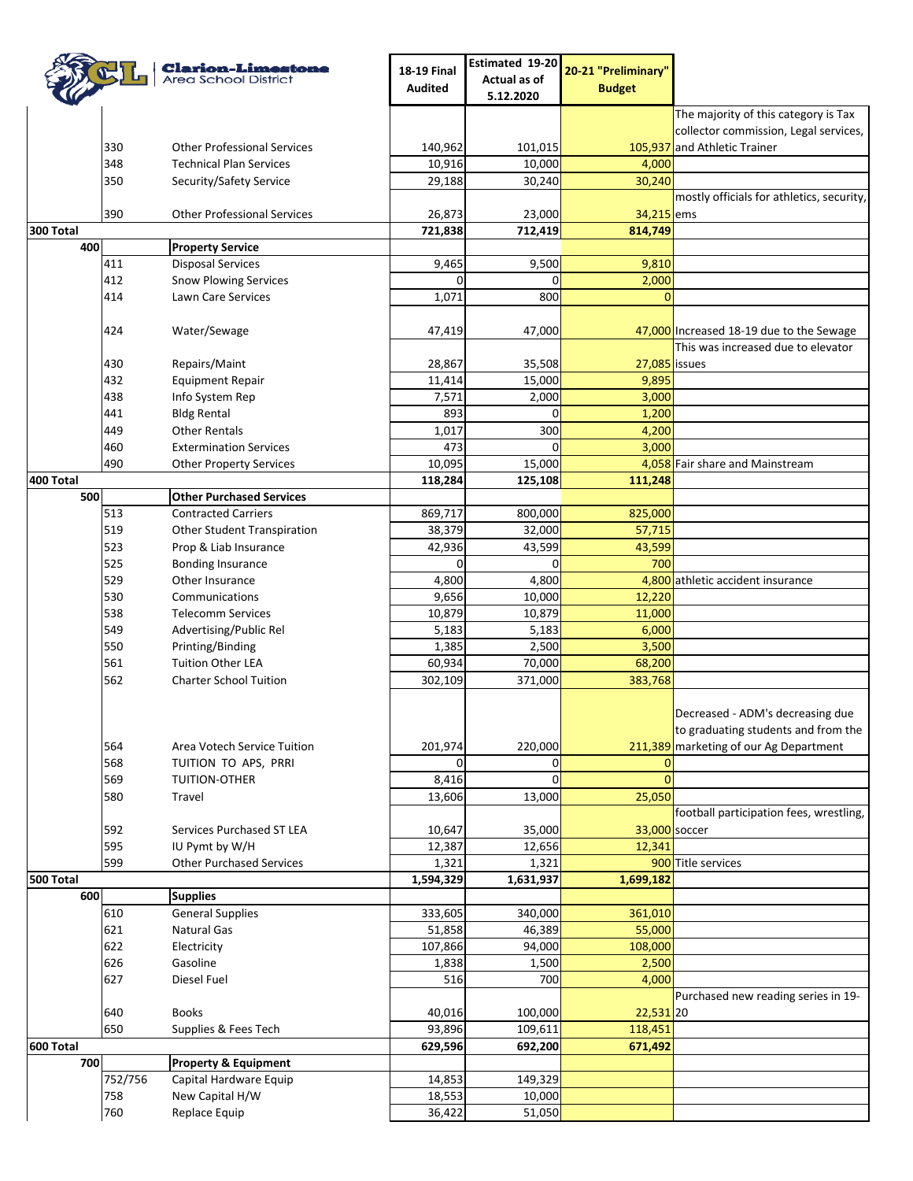**Clarion-Limestone** Area School District

| | | | 18-19 Final Audited | Estimated 19-20 Actual as of 5.12.2020 | 20-21 "Preliminary" Budget | |
|---|---|---|---|---|---|---|
| | 330 | Other Professional Services | 140,962 | 101,015 | 105,937 | The majority of this category is Tax collector commission, Legal services, and Athletic Trainer |
| | 348 | Technical Plan Services | 10,916 | 10,000 | 4,000 | |
| | 350 | Security/Safety Service | 29,188 | 30,240 | 30,240 | |
| | 390 | Other Professional Services | 26,873 | 23,000 | 34,215 | mostly officials for athletics, security, ems |
| 300 Total | | | 721,838 | 712,419 | 814,749 | |
| 400 | | Property Service | | | | |
| | 411 | Disposal Services | 9,465 | 9,500 | 9,810 | |
| | 412 | Snow Plowing Services | 0 | 0 | 2,000 | |
| | 414 | Lawn Care Services | 1,071 | 800 | 0 | |
| | 424 | Water/Sewage | 47,419 | 47,000 | 47,000 | Increased 18-19 due to the Sewage |
| | 430 | Repairs/Maint | 28,867 | 35,508 | 27,085 | This was increased due to elevator issues |
| | 432 | Equipment Repair | 11,414 | 15,000 | 9,895 | |
| | 438 | Info System Rep | 7,571 | 2,000 | 3,000 | |
| | 441 | Bldg Rental | 893 | 0 | 1,200 | |
| | 449 | Other Rentals | 1,017 | 300 | 4,200 | |
| | 460 | Extermination Services | 473 | 0 | 3,000 | |
| | 490 | Other Property Services | 10,095 | 15,000 | 4,058 | Fair share and Mainstream |
| 400 Total | | | 118,284 | 125,108 | 111,248 | |
| 500 | | Other Purchased Services | | | | |
| | 513 | Contracted Carriers | 869,717 | 800,000 | 825,000 | |
| | 519 | Other Student Transpiration | 38,379 | 32,000 | 57,715 | |
| | 523 | Prop & Liab Insurance | 42,936 | 43,599 | 43,599 | |
| | 525 | Bonding Insurance | 0 | 0 | 700 | |
| | 529 | Other Insurance | 4,800 | 4,800 | 4,800 | athletic accident insurance |
| | 530 | Communications | 9,656 | 10,000 | 12,220 | |
| | 538 | Telecomm Services | 10,879 | 10,879 | 11,000 | |
| | 549 | Advertising/Public Rel | 5,183 | 5,183 | 6,000 | |
| | 550 | Printing/Binding | 1,385 | 2,500 | 3,500 | |
| | 561 | Tuition Other LEA | 60,934 | 70,000 | 68,200 | |
| | 562 | Charter School Tuition | 302,109 | 371,000 | 383,768 | |
| | 564 | Area Votech Service Tuition | 201,974 | 220,000 | 211,389 | Decreased - ADM's decreasing due to graduating students and from the marketing of our Ag Department |
| | 568 | TUITION TO APS, PRRI | 0 | 0 | 0 | |
| | 569 | TUITION-OTHER | 8,416 | 0 | 0 | |
| | 580 | Travel | 13,606 | 13,000 | 25,050 | |
| | 592 | Services Purchased ST LEA | 10,647 | 35,000 | 33,000 | football participation fees, wrestling, soccer |
| | 595 | IU Pymt by W/H | 12,387 | 12,656 | 12,341 | |
| | 599 | Other Purchased Services | 1,321 | 1,321 | 900 | Title services |
| 500 Total | | | 1,594,329 | 1,631,937 | 1,699,182 | |
| 600 | | Supplies | | | | |
| | 610 | General Supplies | 333,605 | 340,000 | 361,010 | |
| | 621 | Natural Gas | 51,858 | 46,389 | 55,000 | |
| | 622 | Electricity | 107,866 | 94,000 | 108,000 | |
| | 626 | Gasoline | 1,838 | 1,500 | 2,500 | |
| | 627 | Diesel Fuel | 516 | 700 | 4,000 | |
| | 640 | Books | 40,016 | 100,000 | 22,531 | Purchased new reading series in 19-20 |
| | 650 | Supplies & Fees Tech | 93,896 | 109,611 | 118,451 | |
| 600 Total | | | 629,596 | 692,200 | 671,492 | |
| 700 | | Property & Equipment | | | | |
| | 752/756 | Capital Hardware Equip | 14,853 | 149,329 | | |
| | 758 | New Capital H/W | 18,553 | 10,000 | | |
| | 760 | Replace Equip | 36,422 | 51,050 | | |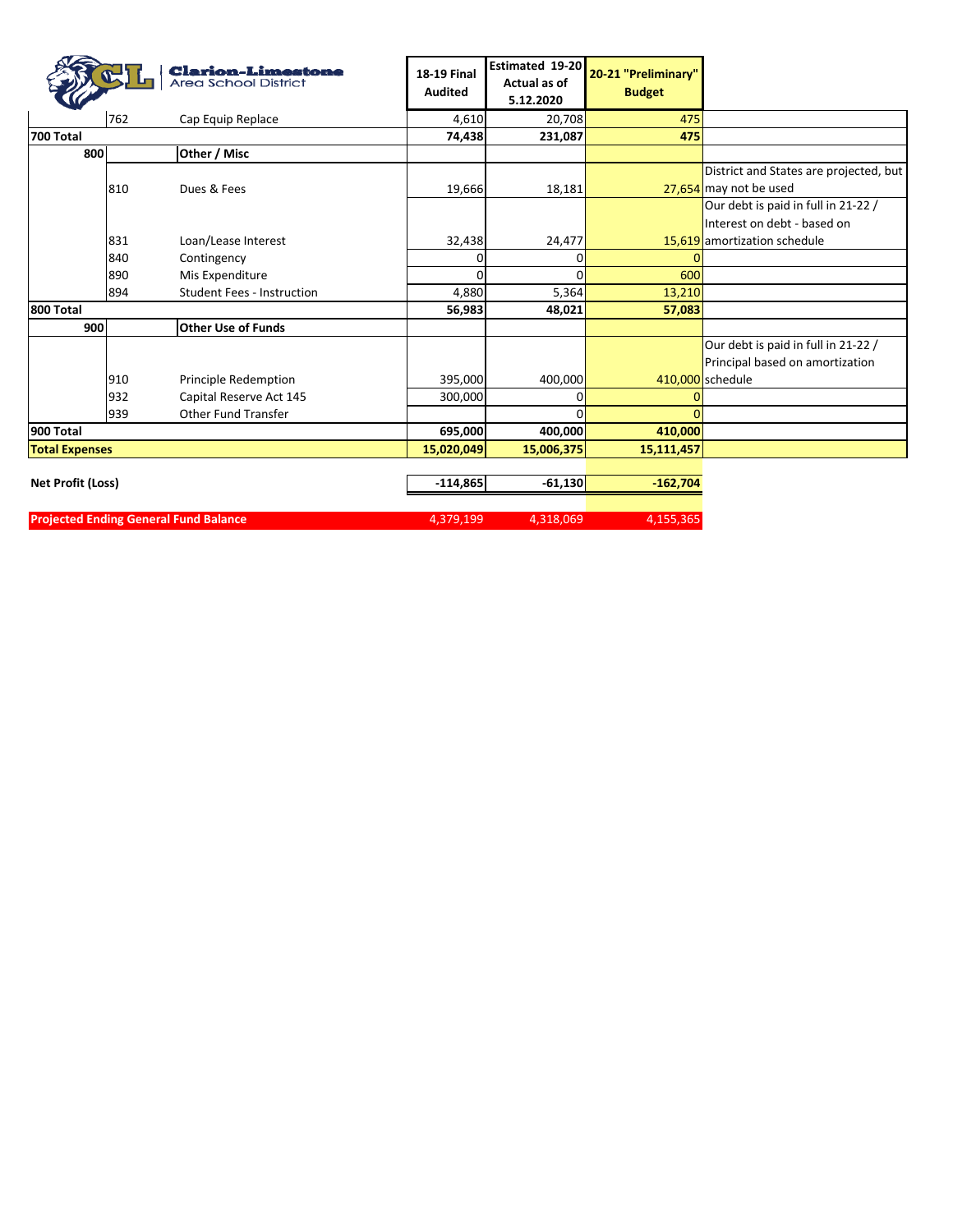**Clarion-Limestone** Area School District

| | | | 18-19 Final Audited | Estimated 19-20 Actual as of 5.12.2020 | 20-21 "Preliminary" Budget | |
|---|---|---|---|---|---|---|
| | 762 | Cap Equip Replace | 4,610 | 20,708 | 475 | |
| **700 Total** | | | **74,438** | **231,087** | **475** | |
| **800** | | **Other / Misc** | | | | |
| | 810 | Dues & Fees | 19,666 | 18,181 | 27,654 | District and States are projected, but may not be used |
| | 831 | Loan/Lease Interest | 32,438 | 24,477 | 15,619 | Our debt is paid in full in 21-22 / Interest on debt - based on amortization schedule |
| | 840 | Contingency | 0 | 0 | 0 | |
| | 890 | Mis Expenditure | 0 | 0 | 600 | |
| | 894 | Student Fees - Instruction | 4,880 | 5,364 | 13,210 | |
| **800 Total** | | | **56,983** | **48,021** | **57,083** | |
| **900** | | **Other Use of Funds** | | | | |
| | 910 | Principle Redemption | 395,000 | 400,000 | 410,000 | Our debt is paid in full in 21-22 / Principal based on amortization schedule |
| | 932 | Capital Reserve Act 145 | 300,000 | 0 | 0 | |
| | 939 | Other Fund Transfer | | 0 | 0 | |
| **900 Total** | | | **695,000** | **400,000** | **410,000** | |
| **Total Expenses** | | | **15,020,049** | **15,006,375** | **15,111,457** | |
| **Net Profit (Loss)** | | | **-114,865** | **-61,130** | **-162,704** | |
| **Projected Ending General Fund Balance** | | | 4,379,199 | 4,318,069 | 4,155,365 | |